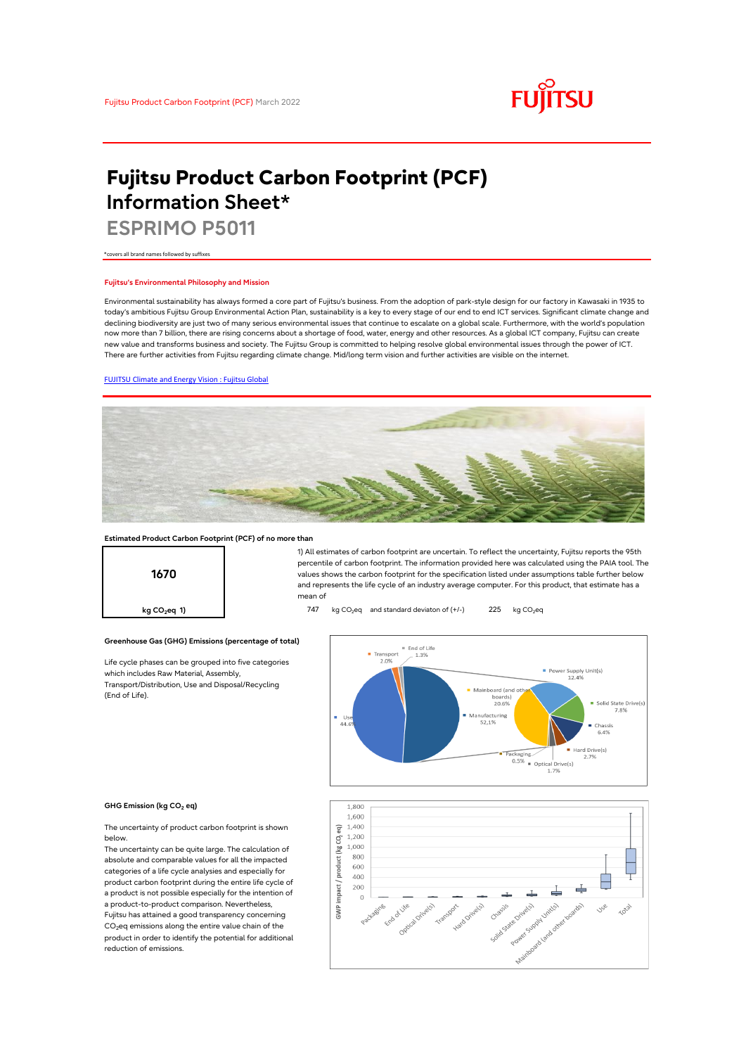Fujitsu Product Carbon Footprint (PCF) March 2022

# Fujitsu Product Carbon Footprint (PCF) Information Sheet*

## ESPRIMO P5011

*covers all brand names followed by suffixes

### Fujitsu's Environmental Philosophy and Mission

Environmental sustainability has always formed a core part of Fujitsu's business. From the adoption of park-style design for our factory in Kawasaki in 1935 to today's ambitious Fujitsu Group Environmental Action Plan, sustainability is a key to every stage of our end to end ICT services. Significant climate change and declining biodiversity are just two of many serious environmental issues that continue to escalate on a global scale. Furthermore, now more than 7 billion, there are rising concerns about a shortage of food, water, energy and other resources. As a global ICT company, Fujitsu can create new value and transforms business and society. The Fujitsu Group is committed to helping resolve global environmental issues through the power of ICT. There are further activities from Fujitsu regarding climate change. Mid/long term vision and further activities are visible on the internet.

[FUJITSU Climate and Energy Vision : Fujitsu Global]

### Estimated Product Carbon Footprint (PCF) of no more than

**1670**

kg $CO_2$eq 1)

1) All estimates of carbon footprint are uncertain. To reflect the uncertainty, Fujitsu reports the 95th percentile of carbon footprint. The information provided here was calculated using the PAIA tool. The values shows the carbon footprint for the specification listed under assumptions table further below and represents the life cycle of an industry average computer. For this product, that estimate has a mean of

747 kg $CO_2$eq and standard deviaton of (+/-) 225 kg $CO_2$eq

### Greenhouse Gas (GHG) Emissions (percentage of total)

Life cycle phases can be grouped into five categories which includes Raw Material, Assembly, Transport/Distribution, Use and Disposal/Recycling (End of Life).

Transport 2.0%; End of Life 1.3%; Use 44.6%; Manufacturing 52.1%; Power Supply Unit(s) 12.4%; Mainboard (and other boards) 20.6%; Solid State Drive(s) 7.8%; Chassis 6.4%; Hard Drive(s) 2.7%; Packaging 0.5%; Optical Drive(s) 1.7%

### GHG Emission (kg $CO_2$ eq)

The uncertainty of product carbon footprint is shown below.

The uncertainty can be quite large. The calculation of absolute and comparable values for all the impacted categories of a life cycle analysies and especially for product carbon footprint during the entire life cycle of a product is not possible especially for the intention of a product-to-product comparison. Nevertheless, Fujitsu has attained a good transparency concerning $CO_2$eq emissions along the entire value chain of the product in order to identify the potential for additional reduction of emissions.

GWP impact / product (kg $CO_2$ eq): Packaging, End of Life, Optical Drive(s), Transport, Hard Drive(s), Chassis, Solid State Drive(s), Power Supply Unit(s), Mainboard (and other boards), Use, Total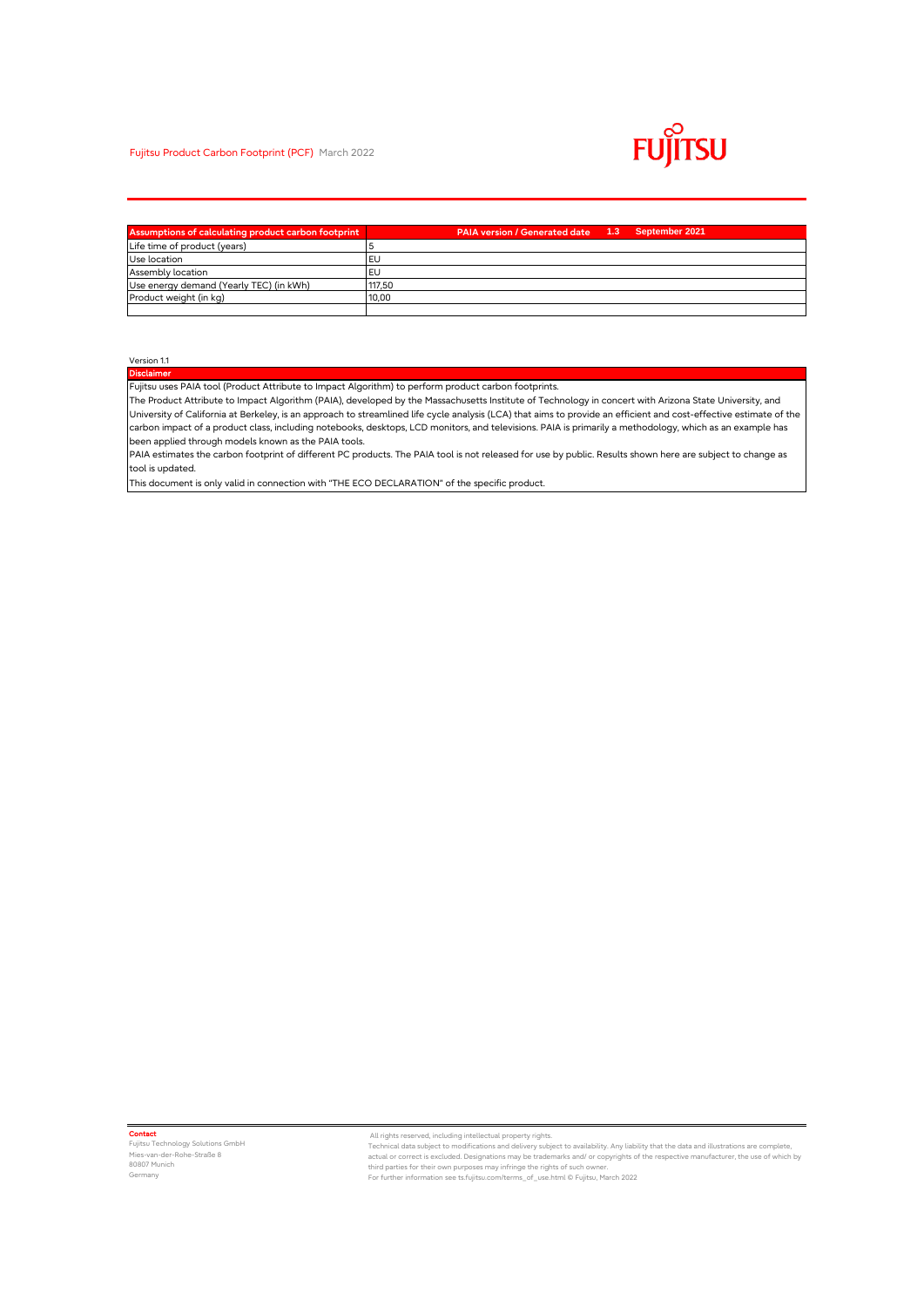Fujitsu Product Carbon Footprint (PCF) March 2022

| Assumptions of calculating product carbon footprint | PAIA version / Generated date 1.3 September 2021 |
| --- | --- |
| Life time of product (years) | 5 |
| Use location | EU |
| Assembly location | EU |
| Use energy demand (Yearly TEC) (in kWh) | 117,50 |
| Product weight (in kg) | 10,00 |
| | |

Version 1.1

**Disclaimer**

Fujitsu uses PAIA tool (Product Attribute to Impact Algorithm) to perform product carbon footprints.

The Product Attribute to Impact Algorithm (PAIA), developed by the Massachusetts Institute of Technology in concert with Arizona State University, and University of California at Berkeley, is an approach to streamlined life cycle analysis (LCA) that aims to provide an efficient and cost-effective estimate of the carbon impact of a product class, including notebooks, desktops, LCD monitors, and televisions. PAIA is primarily a methodology, which as an example has been applied through models known as the PAIA tools.

PAIA estimates the carbon footprint of different PC products. The PAIA tool is not released for use by public. Results shown here are subject to change as tool is updated.

This document is only valid in connection with "THE ECO DECLARATION" of the specific product.

**Contact**
Fujitsu Technology Solutions GmbH
Mies-van-der-Rohe-Straße 8
80807 Munich
Germany

All rights reserved, including intellectual property rights.
Technical data subject to modifications and delivery subject to availability. Any liability that the data and illustrations are complete, actual or correct is excluded. Designations may be trademarks and/ or copyrights of the respective manufacturer, the use of which by third parties for their own purposes may infringe the rights of such owner.
For further information see ts.fujitsu.com/terms_of_use.html © Fujitsu, March 2022